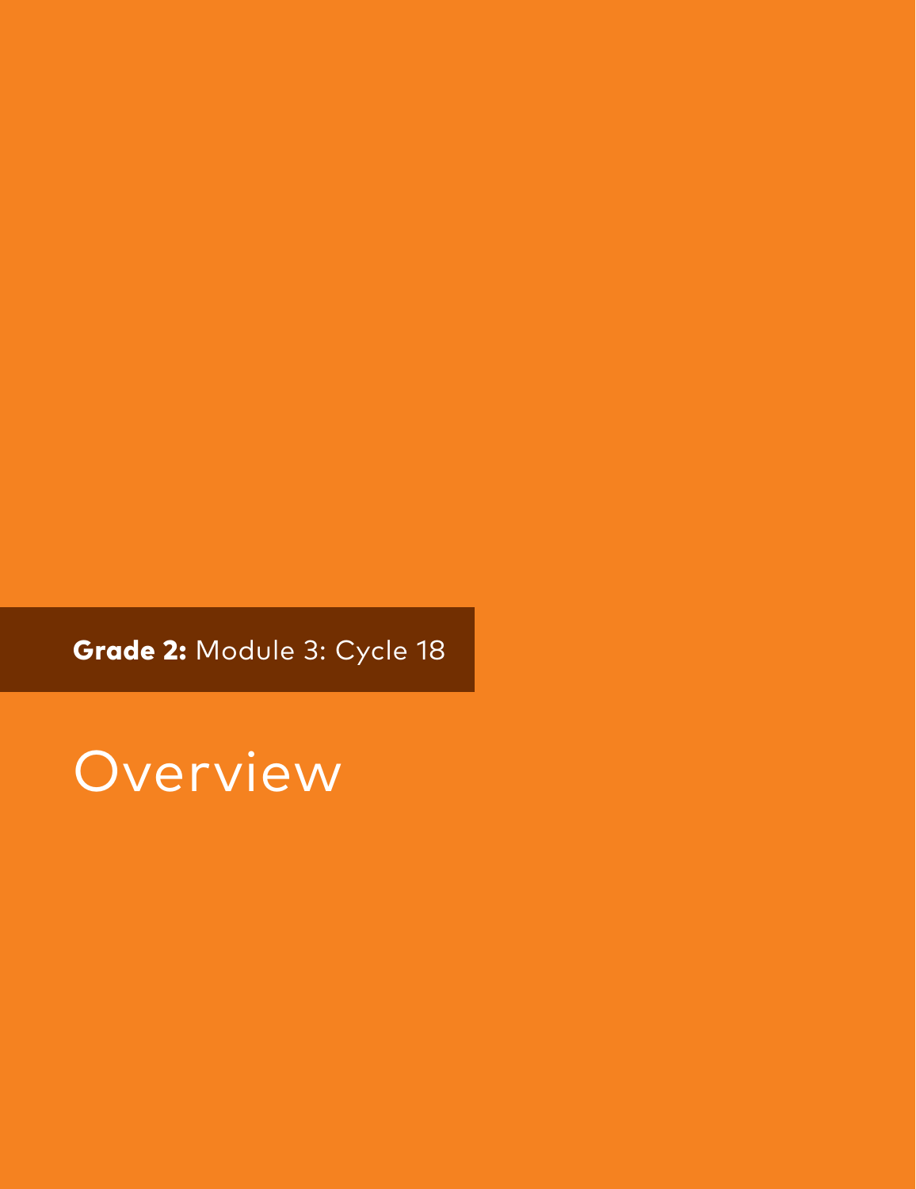**Grade 2:** Module 3: Cycle 18

# Overview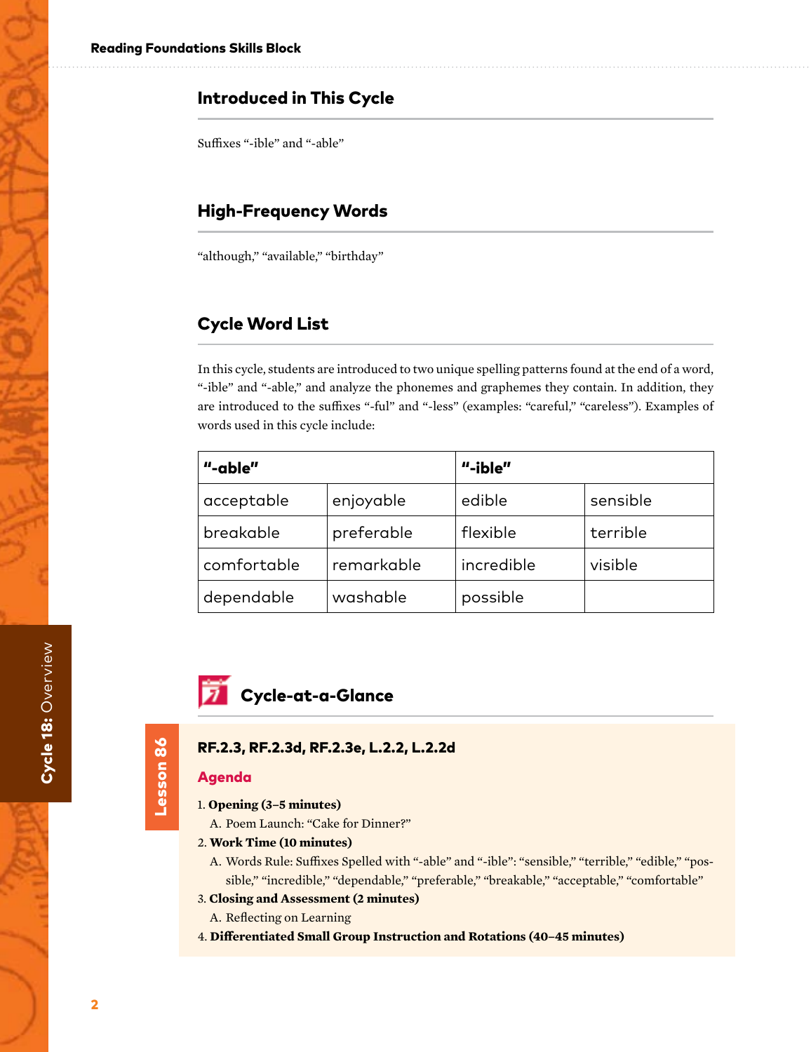## Introduced in This Cycle

Suffixes "-ible" and "-able"

## High-Frequency Words

"although," "available," "birthday"

## Cycle Word List

In this cycle, students are introduced to two unique spelling patterns found at the end of a word, "-ible" and "-able," and analyze the phonemes and graphemes they contain. In addition, they are introduced to the suffixes "-ful" and "-less" (examples: "careful," "careless"). Examples of words used in this cycle include:

| "-able" | | "-ible" | |
|---|---|---|---|
| acceptable | enjoyable | edible | sensible |
| breakable | preferable | flexible | terrible |
| comfortable | remarkable | incredible | visible |
| dependable | washable | possible | |

## Cycle-at-a-Glance

### Lesson 86

**RF.2.3, RF.2.3d, RF.2.3e, L.2.2, L.2.2d**

**Agenda**

1. **Opening (3–5 minutes)**
   A. Poem Launch: "Cake for Dinner?"
2. **Work Time (10 minutes)**
   A. Words Rule: Suffixes Spelled with "-able" and "-ible": "sensible," "terrible," "edible," "possible," "incredible," "dependable," "preferable," "breakable," "acceptable," "comfortable"
3. **Closing and Assessment (2 minutes)**
   A. Reflecting on Learning
4. **Differentiated Small Group Instruction and Rotations (40–45 minutes)**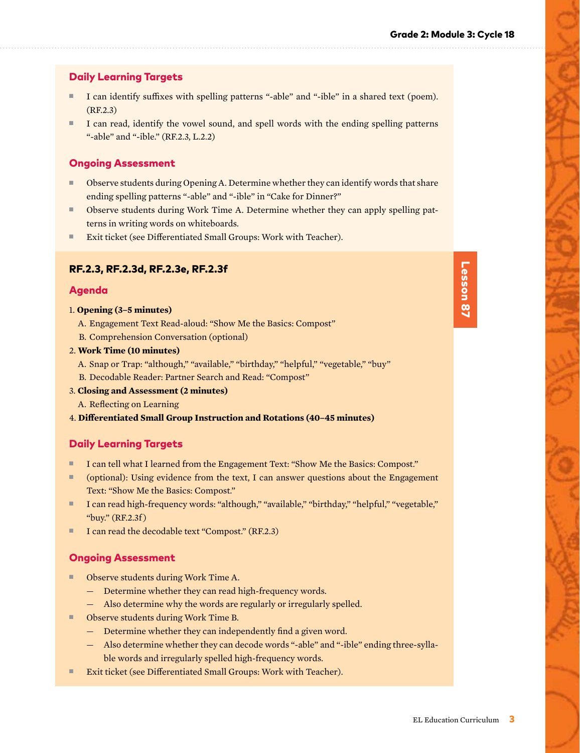## Daily Learning Targets

- I can identify suffixes with spelling patterns "-able" and "-ible" in a shared text (poem). (RF.2.3)
- I can read, identify the vowel sound, and spell words with the ending spelling patterns "-able" and "-ible." (RF.2.3, L.2.2)

## Ongoing Assessment

- Observe students during Opening A. Determine whether they can identify words that share ending spelling patterns "-able" and "-ible" in "Cake for Dinner?"
- Observe students during Work Time A. Determine whether they can apply spelling patterns in writing words on whiteboards.
- Exit ticket (see Differentiated Small Groups: Work with Teacher).

## Lesson 87

### RF.2.3, RF.2.3d, RF.2.3e, RF.2.3f

## Agenda

1. **Opening (3–5 minutes)**
   A. Engagement Text Read-aloud: "Show Me the Basics: Compost"
   B. Comprehension Conversation (optional)
2. **Work Time (10 minutes)**
   A. Snap or Trap: "although," "available," "birthday," "helpful," "vegetable," "buy"
   B. Decodable Reader: Partner Search and Read: "Compost"
3. **Closing and Assessment (2 minutes)**
   A. Reflecting on Learning
4. **Differentiated Small Group Instruction and Rotations (40–45 minutes)**

## Daily Learning Targets

- I can tell what I learned from the Engagement Text: "Show Me the Basics: Compost."
- (optional): Using evidence from the text, I can answer questions about the Engagement Text: "Show Me the Basics: Compost."
- I can read high-frequency words: "although," "available," "birthday," "helpful," "vegetable," "buy." (RF.2.3f)
- I can read the decodable text "Compost." (RF.2.3)

## Ongoing Assessment

- Observe students during Work Time A.
  - Determine whether they can read high-frequency words.
  - Also determine why the words are regularly or irregularly spelled.
- Observe students during Work Time B.
  - Determine whether they can independently find a given word.
  - Also determine whether they can decode words "-able" and "-ible" ending three-syllable words and irregularly spelled high-frequency words.
- Exit ticket (see Differentiated Small Groups: Work with Teacher).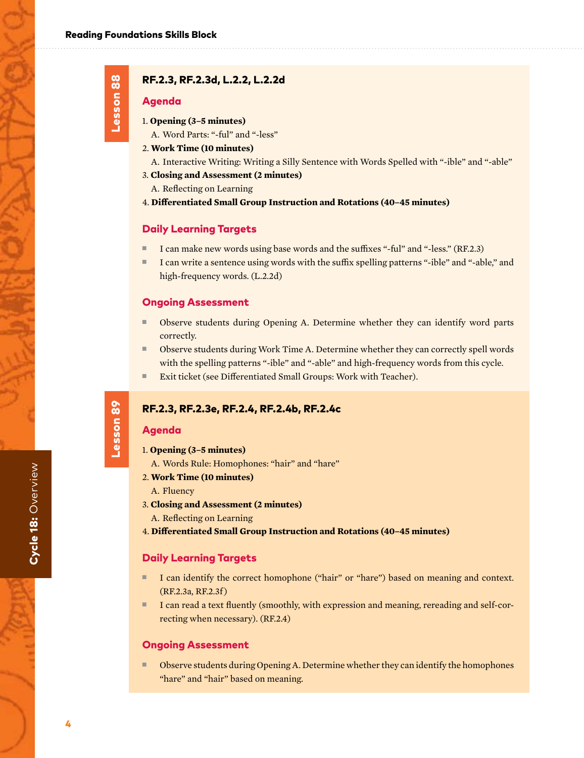## Lesson 88

**RF.2.3, RF.2.3d, L.2.2, L.2.2d**

### Agenda

1. **Opening (3–5 minutes)**
   A. Word Parts: "-ful" and "-less"
2. **Work Time (10 minutes)**
   A. Interactive Writing: Writing a Silly Sentence with Words Spelled with "-ible" and "-able"
3. **Closing and Assessment (2 minutes)**
   A. Reflecting on Learning
4. **Differentiated Small Group Instruction and Rotations (40–45 minutes)**

### Daily Learning Targets

- I can make new words using base words and the suffixes "-ful" and "-less." (RF.2.3)
- I can write a sentence using words with the suffix spelling patterns "-ible" and "-able," and high-frequency words. (L.2.2d)

### Ongoing Assessment

- Observe students during Opening A. Determine whether they can identify word parts correctly.
- Observe students during Work Time A. Determine whether they can correctly spell words with the spelling patterns "-ible" and "-able" and high-frequency words from this cycle.
- Exit ticket (see Differentiated Small Groups: Work with Teacher).

## Lesson 89

**RF.2.3, RF.2.3e, RF.2.4, RF.2.4b, RF.2.4c**

### Agenda

1. **Opening (3–5 minutes)**
   A. Words Rule: Homophones: "hair" and "hare"
2. **Work Time (10 minutes)**
   A. Fluency
3. **Closing and Assessment (2 minutes)**
   A. Reflecting on Learning
4. **Differentiated Small Group Instruction and Rotations (40–45 minutes)**

### Daily Learning Targets

- I can identify the correct homophone ("hair" or "hare") based on meaning and context. (RF.2.3a, RF.2.3f)
- I can read a text fluently (smoothly, with expression and meaning, rereading and self-correcting when necessary). (RF.2.4)

### Ongoing Assessment

- Observe students during Opening A. Determine whether they can identify the homophones "hare" and "hair" based on meaning.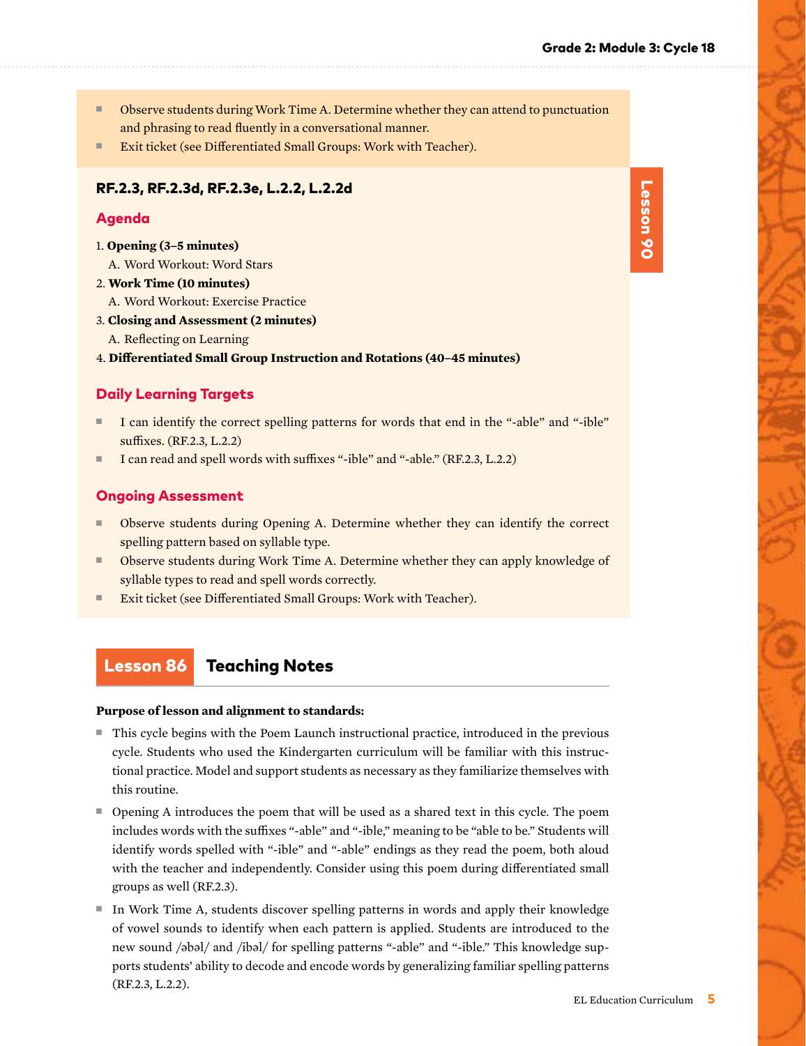- Observe students during Work Time A. Determine whether they can attend to punctuation and phrasing to read fluently in a conversational manner.
- Exit ticket (see Differentiated Small Groups: Work with Teacher).

Lesson 90

**RF.2.3, RF.2.3d, RF.2.3e, L.2.2, L.2.2d**

## Agenda

1. **Opening (3–5 minutes)**
   A. Word Workout: Word Stars
2. **Work Time (10 minutes)**
   A. Word Workout: Exercise Practice
3. **Closing and Assessment (2 minutes)**
   A. Reflecting on Learning
4. **Differentiated Small Group Instruction and Rotations (40–45 minutes)**

## Daily Learning Targets

- I can identify the correct spelling patterns for words that end in the "-able" and "-ible" suffixes. (RF.2.3, L.2.2)
- I can read and spell words with suffixes "-ible" and "-able." (RF.2.3, L.2.2)

## Ongoing Assessment

- Observe students during Opening A. Determine whether they can identify the correct spelling pattern based on syllable type.
- Observe students during Work Time A. Determine whether they can apply knowledge of syllable types to read and spell words correctly.
- Exit ticket (see Differentiated Small Groups: Work with Teacher).

## Lesson 86 Teaching Notes

**Purpose of lesson and alignment to standards:**

- This cycle begins with the Poem Launch instructional practice, introduced in the previous cycle. Students who used the Kindergarten curriculum will be familiar with this instructional practice. Model and support students as necessary as they familiarize themselves with this routine.
- Opening A introduces the poem that will be used as a shared text in this cycle. The poem includes words with the suffixes "-able" and "-ible," meaning to be "able to be." Students will identify words spelled with "-ible" and "-able" endings as they read the poem, both aloud with the teacher and independently. Consider using this poem during differentiated small groups as well (RF.2.3).
- In Work Time A, students discover spelling patterns in words and apply their knowledge of vowel sounds to identify when each pattern is applied. Students are introduced to the new sound /əbəl/ and /ibəl/ for spelling patterns "-able" and "-ible." This knowledge supports students' ability to decode and encode words by generalizing familiar spelling patterns (RF.2.3, L.2.2).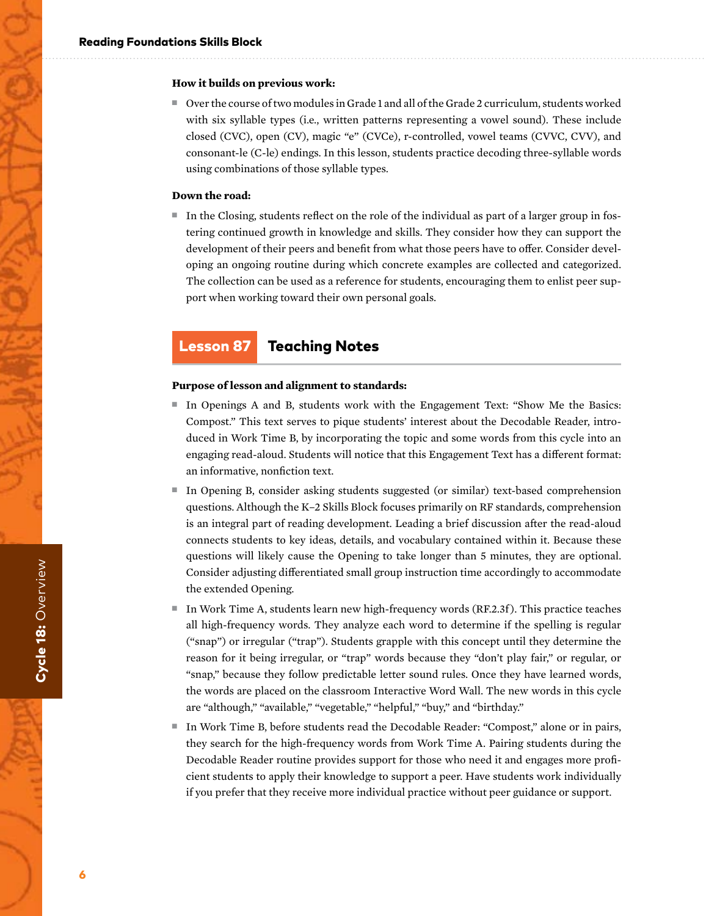**How it builds on previous work:**

- Over the course of two modules in Grade 1 and all of the Grade 2 curriculum, students worked with six syllable types (i.e., written patterns representing a vowel sound). These include closed (CVC), open (CV), magic "e" (CVCe), r-controlled, vowel teams (CVVC, CVV), and consonant-le (C-le) endings. In this lesson, students practice decoding three-syllable words using combinations of those syllable types.

**Down the road:**

- In the Closing, students reflect on the role of the individual as part of a larger group in fostering continued growth in knowledge and skills. They consider how they can support the development of their peers and benefit from what those peers have to offer. Consider developing an ongoing routine during which concrete examples are collected and categorized. The collection can be used as a reference for students, encouraging them to enlist peer support when working toward their own personal goals.

## Lesson 87 Teaching Notes

**Purpose of lesson and alignment to standards:**

- In Openings A and B, students work with the Engagement Text: "Show Me the Basics: Compost." This text serves to pique students' interest about the Decodable Reader, introduced in Work Time B, by incorporating the topic and some words from this cycle into an engaging read-aloud. Students will notice that this Engagement Text has a different format: an informative, nonfiction text.
- In Opening B, consider asking students suggested (or similar) text-based comprehension questions. Although the K–2 Skills Block focuses primarily on RF standards, comprehension is an integral part of reading development. Leading a brief discussion after the read-aloud connects students to key ideas, details, and vocabulary contained within it. Because these questions will likely cause the Opening to take longer than 5 minutes, they are optional. Consider adjusting differentiated small group instruction time accordingly to accommodate the extended Opening.
- In Work Time A, students learn new high-frequency words (RF.2.3f). This practice teaches all high-frequency words. They analyze each word to determine if the spelling is regular ("snap") or irregular ("trap"). Students grapple with this concept until they determine the reason for it being irregular, or "trap" words because they "don't play fair," or regular, or "snap," because they follow predictable letter sound rules. Once they have learned words, the words are placed on the classroom Interactive Word Wall. The new words in this cycle are "although," "available," "vegetable," "helpful," "buy," and "birthday."
- In Work Time B, before students read the Decodable Reader: "Compost," alone or in pairs, they search for the high-frequency words from Work Time A. Pairing students during the Decodable Reader routine provides support for those who need it and engages more proficient students to apply their knowledge to support a peer. Have students work individually if you prefer that they receive more individual practice without peer guidance or support.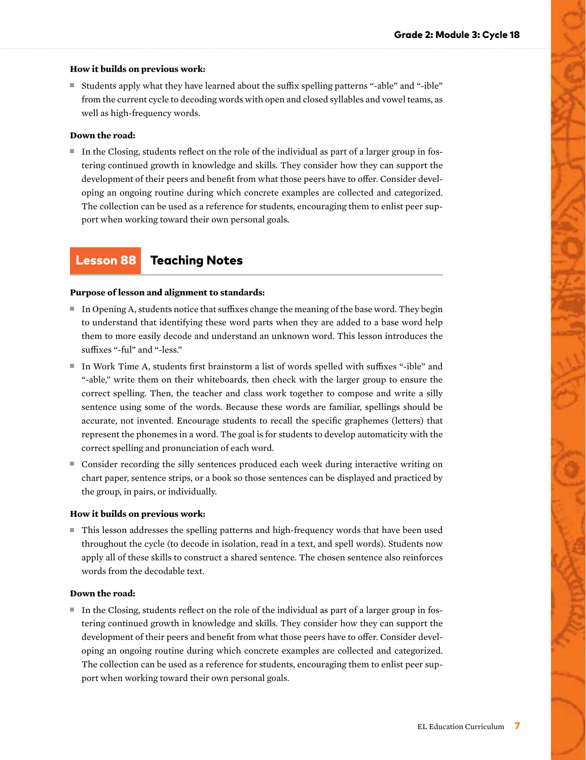**How it builds on previous work:**

- Students apply what they have learned about the suffix spelling patterns "-able" and "-ible" from the current cycle to decoding words with open and closed syllables and vowel teams, as well as high-frequency words.

**Down the road:**

- In the Closing, students reflect on the role of the individual as part of a larger group in fostering continued growth in knowledge and skills. They consider how they can support the development of their peers and benefit from what those peers have to offer. Consider developing an ongoing routine during which concrete examples are collected and categorized. The collection can be used as a reference for students, encouraging them to enlist peer support when working toward their own personal goals.

## Lesson 88 Teaching Notes

**Purpose of lesson and alignment to standards:**

- In Opening A, students notice that suffixes change the meaning of the base word. They begin to understand that identifying these word parts when they are added to a base word help them to more easily decode and understand an unknown word. This lesson introduces the suffixes "-ful" and "-less."
- In Work Time A, students first brainstorm a list of words spelled with suffixes "-ible" and "-able," write them on their whiteboards, then check with the larger group to ensure the correct spelling. Then, the teacher and class work together to compose and write a silly sentence using some of the words. Because these words are familiar, spellings should be accurate, not invented. Encourage students to recall the specific graphemes (letters) that represent the phonemes in a word. The goal is for students to develop automaticity with the correct spelling and pronunciation of each word.
- Consider recording the silly sentences produced each week during interactive writing on chart paper, sentence strips, or a book so those sentences can be displayed and practiced by the group, in pairs, or individually.

**How it builds on previous work:**

- This lesson addresses the spelling patterns and high-frequency words that have been used throughout the cycle (to decode in isolation, read in a text, and spell words). Students now apply all of these skills to construct a shared sentence. The chosen sentence also reinforces words from the decodable text.

**Down the road:**

- In the Closing, students reflect on the role of the individual as part of a larger group in fostering continued growth in knowledge and skills. They consider how they can support the development of their peers and benefit from what those peers have to offer. Consider developing an ongoing routine during which concrete examples are collected and categorized. The collection can be used as a reference for students, encouraging them to enlist peer support when working toward their own personal goals.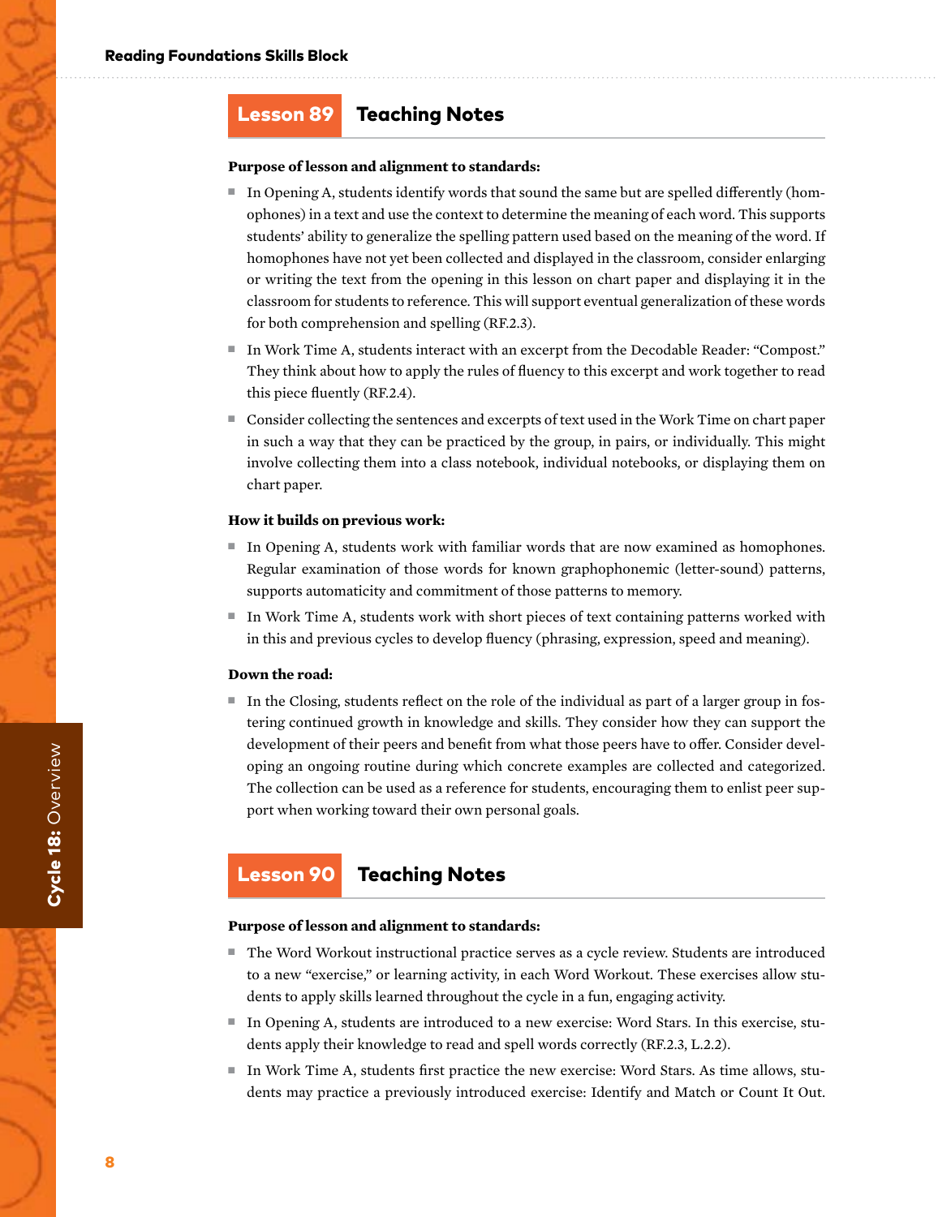## Lesson 89 Teaching Notes

**Purpose of lesson and alignment to standards:**

- In Opening A, students identify words that sound the same but are spelled differently (homophones) in a text and use the context to determine the meaning of each word. This supports students' ability to generalize the spelling pattern used based on the meaning of the word. If homophones have not yet been collected and displayed in the classroom, consider enlarging or writing the text from the opening in this lesson on chart paper and displaying it in the classroom for students to reference. This will support eventual generalization of these words for both comprehension and spelling (RF.2.3).
- In Work Time A, students interact with an excerpt from the Decodable Reader: "Compost." They think about how to apply the rules of fluency to this excerpt and work together to read this piece fluently (RF.2.4).
- Consider collecting the sentences and excerpts of text used in the Work Time on chart paper in such a way that they can be practiced by the group, in pairs, or individually. This might involve collecting them into a class notebook, individual notebooks, or displaying them on chart paper.

**How it builds on previous work:**

- In Opening A, students work with familiar words that are now examined as homophones. Regular examination of those words for known graphophonemic (letter-sound) patterns, supports automaticity and commitment of those patterns to memory.
- In Work Time A, students work with short pieces of text containing patterns worked with in this and previous cycles to develop fluency (phrasing, expression, speed and meaning).

**Down the road:**

- In the Closing, students reflect on the role of the individual as part of a larger group in fostering continued growth in knowledge and skills. They consider how they can support the development of their peers and benefit from what those peers have to offer. Consider developing an ongoing routine during which concrete examples are collected and categorized. The collection can be used as a reference for students, encouraging them to enlist peer support when working toward their own personal goals.

## Lesson 90 Teaching Notes

**Purpose of lesson and alignment to standards:**

- The Word Workout instructional practice serves as a cycle review. Students are introduced to a new "exercise," or learning activity, in each Word Workout. These exercises allow students to apply skills learned throughout the cycle in a fun, engaging activity.
- In Opening A, students are introduced to a new exercise: Word Stars. In this exercise, students apply their knowledge to read and spell words correctly (RF.2.3, L.2.2).
- In Work Time A, students first practice the new exercise: Word Stars. As time allows, students may practice a previously introduced exercise: Identify and Match or Count It Out.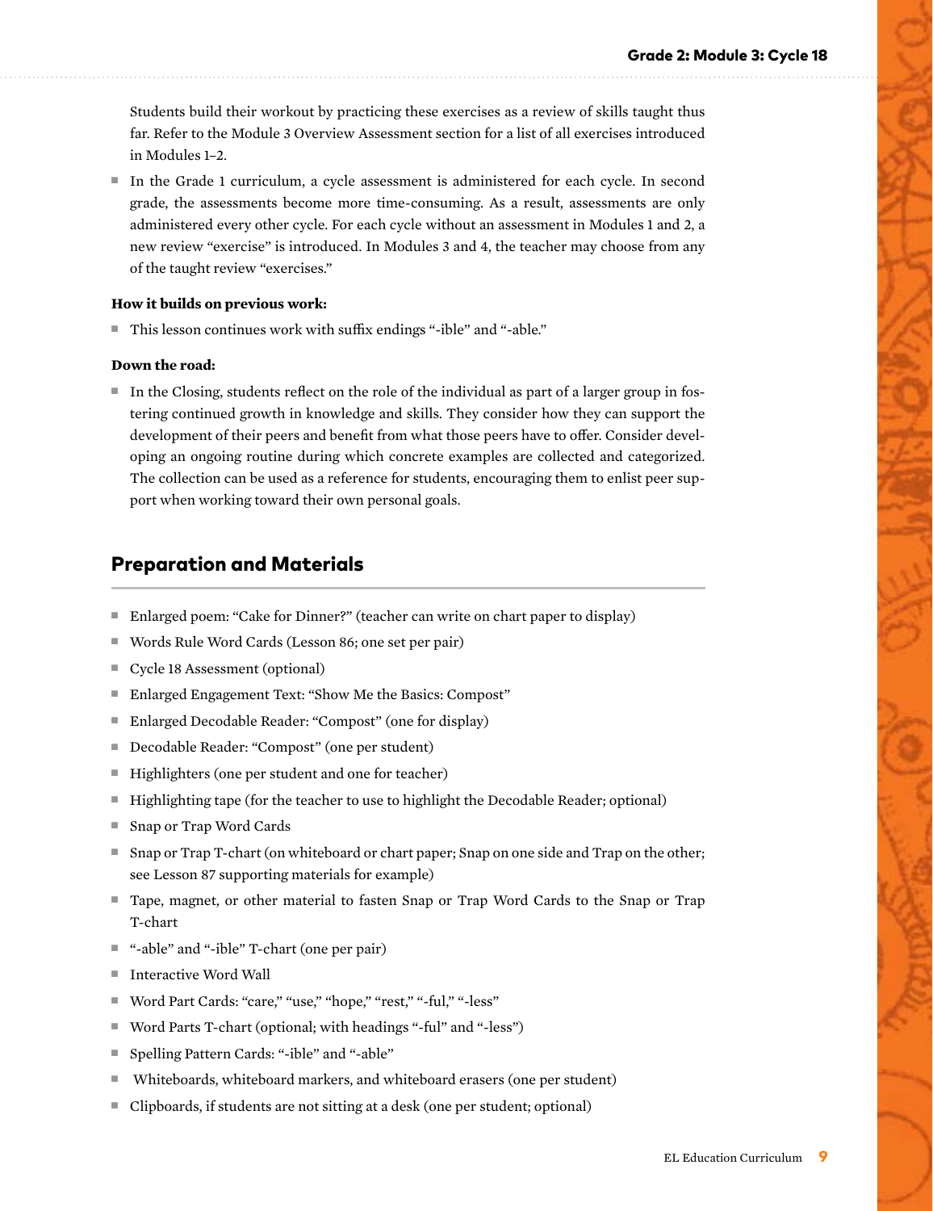Students build their workout by practicing these exercises as a review of skills taught thus far. Refer to the Module 3 Overview Assessment section for a list of all exercises introduced in Modules 1–2.

- In the Grade 1 curriculum, a cycle assessment is administered for each cycle. In second grade, the assessments become more time-consuming. As a result, assessments are only administered every other cycle. For each cycle without an assessment in Modules 1 and 2, a new review "exercise" is introduced. In Modules 3 and 4, the teacher may choose from any of the taught review "exercises."

**How it builds on previous work:**

- This lesson continues work with suffix endings "-ible" and "-able."

**Down the road:**

- In the Closing, students reflect on the role of the individual as part of a larger group in fostering continued growth in knowledge and skills. They consider how they can support the development of their peers and benefit from what those peers have to offer. Consider developing an ongoing routine during which concrete examples are collected and categorized. The collection can be used as a reference for students, encouraging them to enlist peer support when working toward their own personal goals.

## Preparation and Materials

- Enlarged poem: "Cake for Dinner?" (teacher can write on chart paper to display)
- Words Rule Word Cards (Lesson 86; one set per pair)
- Cycle 18 Assessment (optional)
- Enlarged Engagement Text: "Show Me the Basics: Compost"
- Enlarged Decodable Reader: "Compost" (one for display)
- Decodable Reader: "Compost" (one per student)
- Highlighters (one per student and one for teacher)
- Highlighting tape (for the teacher to use to highlight the Decodable Reader; optional)
- Snap or Trap Word Cards
- Snap or Trap T-chart (on whiteboard or chart paper; Snap on one side and Trap on the other; see Lesson 87 supporting materials for example)
- Tape, magnet, or other material to fasten Snap or Trap Word Cards to the Snap or Trap T-chart
- "-able" and "-ible" T-chart (one per pair)
- Interactive Word Wall
- Word Part Cards: "care," "use," "hope," "rest," "-ful," "-less"
- Word Parts T-chart (optional; with headings "-ful" and "-less")
- Spelling Pattern Cards: "-ible" and "-able"
- Whiteboards, whiteboard markers, and whiteboard erasers (one per student)
- Clipboards, if students are not sitting at a desk (one per student; optional)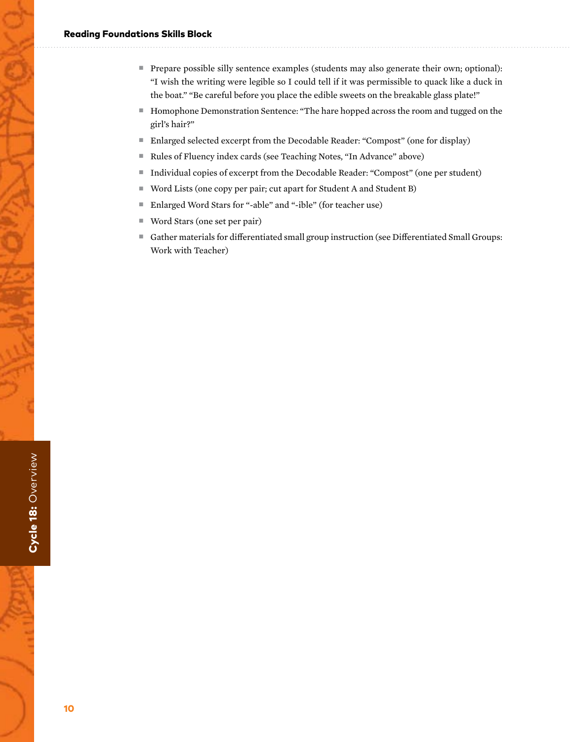- Prepare possible silly sentence examples (students may also generate their own; optional): "I wish the writing were legible so I could tell if it was permissible to quack like a duck in the boat." "Be careful before you place the edible sweets on the breakable glass plate!"
- Homophone Demonstration Sentence: "The hare hopped across the room and tugged on the girl's hair?"
- Enlarged selected excerpt from the Decodable Reader: "Compost" (one for display)
- Rules of Fluency index cards (see Teaching Notes, "In Advance" above)
- Individual copies of excerpt from the Decodable Reader: "Compost" (one per student)
- Word Lists (one copy per pair; cut apart for Student A and Student B)
- Enlarged Word Stars for "-able" and "-ible" (for teacher use)
- Word Stars (one set per pair)
- Gather materials for differentiated small group instruction (see Differentiated Small Groups: Work with Teacher)